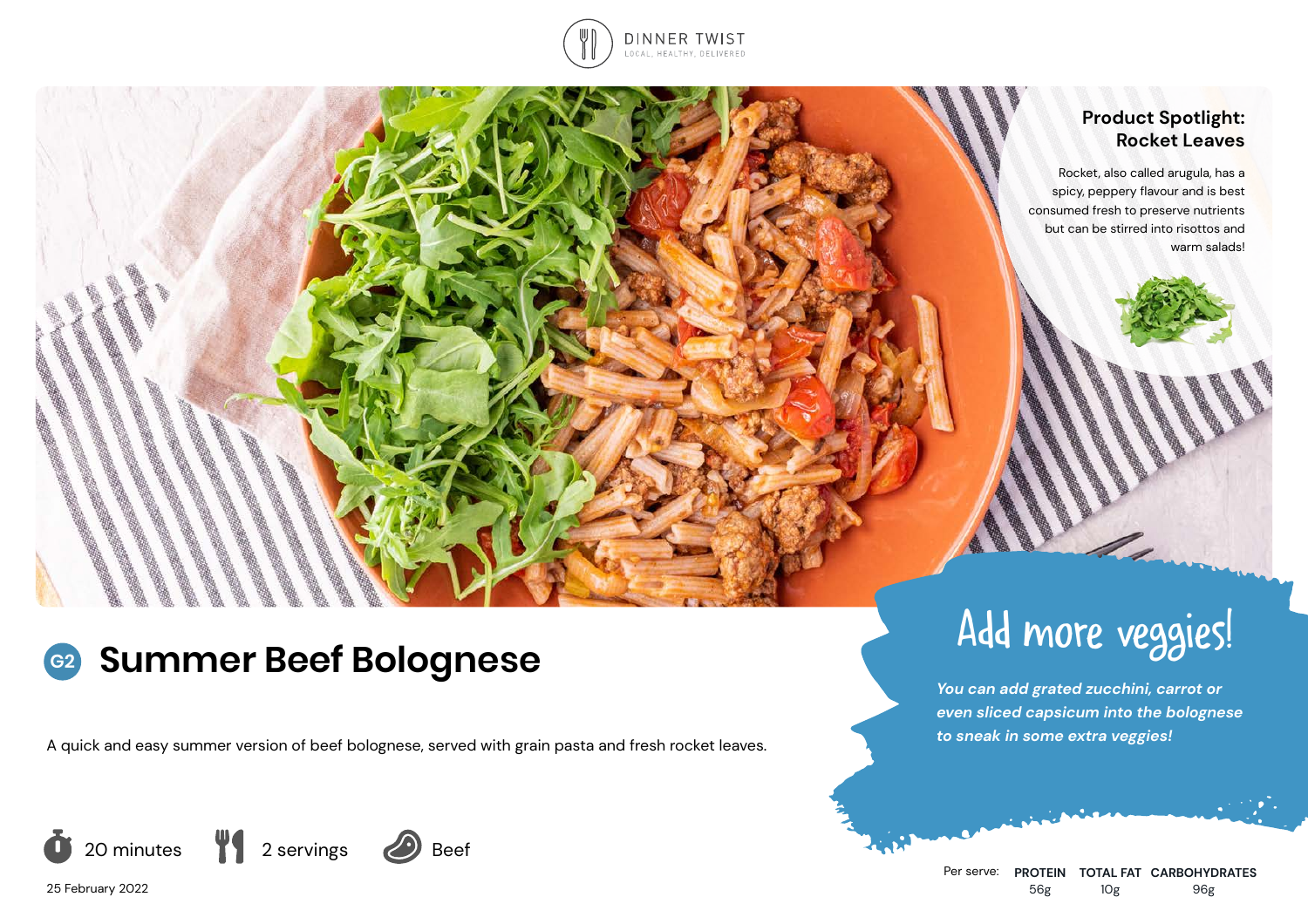DINNER TWIST

LOCAL, HEALTHY, DELIVERED

### Product Spotlight: Rocket Leaves

Rocket, also called arugula, has a spicy, peppery flavour and is best consumed fresh to preserve nutrients but can be stirred into risottos and warm salads!

# G2 Summer Beef Bolognese

A quick and easy summer version of beef bolognese, served with grain pasta and fresh rocket leaves.

## Add more veggies!

***You can add grated zucchini, carrot or even sliced capsicum into the bolognese to sneak in some extra veggies!***

20 minutes | 2 servings | Beef

25 February 2022

| Per serve: | PROTEIN | TOTAL FAT | CARBOHYDRATES |
|---|---|---|---|
| | 56g | 10g | 96g |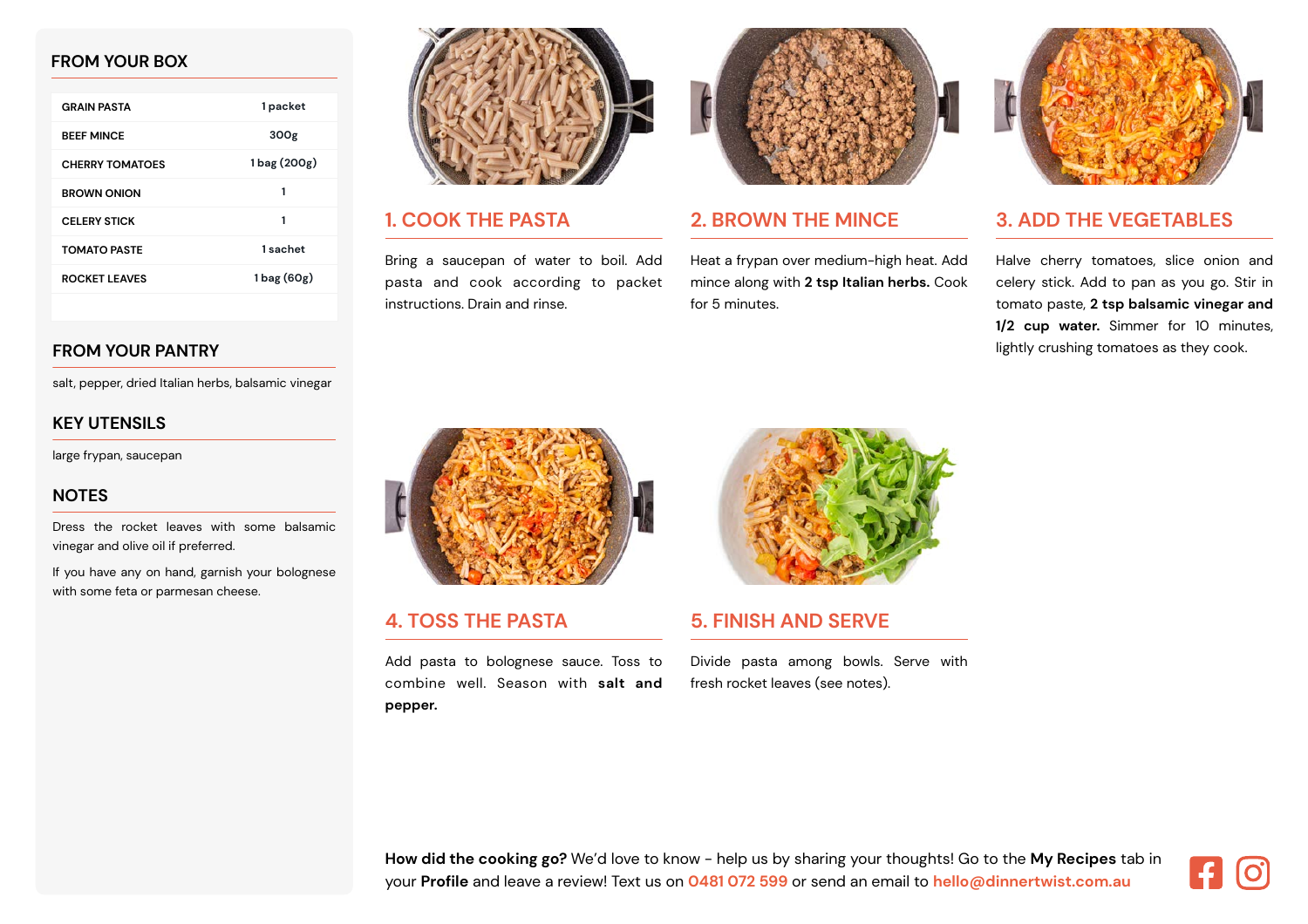## FROM YOUR BOX

| | |
|---|---|
| GRAIN PASTA | 1 packet |
| BEEF MINCE | 300g |
| CHERRY TOMATOES | 1 bag (200g) |
| BROWN ONION | 1 |
| CELERY STICK | 1 |
| TOMATO PASTE | 1 sachet |
| ROCKET LEAVES | 1 bag (60g) |

## FROM YOUR PANTRY

salt, pepper, dried Italian herbs, balsamic vinegar

## KEY UTENSILS

large frypan, saucepan

## NOTES

Dress the rocket leaves with some balsamic vinegar and olive oil if preferred.

If you have any on hand, garnish your bolognese with some feta or parmesan cheese.

## 1. COOK THE PASTA

Bring a saucepan of water to boil. Add pasta and cook according to packet instructions. Drain and rinse.

## 2. BROWN THE MINCE

Heat a frypan over medium-high heat. Add mince along with **2 tsp Italian herbs.** Cook for 5 minutes.

## 3. ADD THE VEGETABLES

Halve cherry tomatoes, slice onion and celery stick. Add to pan as you go. Stir in tomato paste, **2 tsp balsamic vinegar and 1/2 cup water.** Simmer for 10 minutes, lightly crushing tomatoes as they cook.

## 4. TOSS THE PASTA

Add pasta to bolognese sauce. Toss to combine well. Season with **salt and pepper.**

## 5. FINISH AND SERVE

Divide pasta among bowls. Serve with fresh rocket leaves (see notes).

**How did the cooking go?** We'd love to know - help us by sharing your thoughts! Go to the **My Recipes** tab in your **Profile** and leave a review! Text us on 0481 072 599 or send an email to hello@dinnertwist.com.au